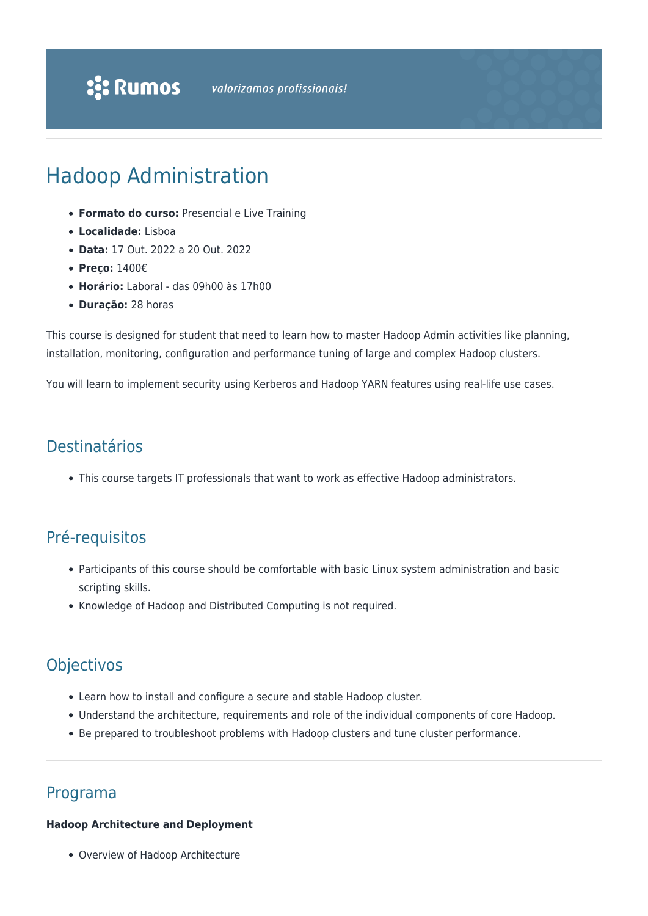Rumos *valorizamos profissionais!*

# Hadoop Administration

- **Formato do curso:** Presencial e Live Training
- **Localidade:** Lisboa
- **Data:** 17 Out. 2022 a 20 Out. 2022
- **Preço:** 1400€
- **Horário:** Laboral - das 09h00 às 17h00
- **Duração:** 28 horas

This course is designed for student that need to learn how to master Hadoop Admin activities like planning, installation, monitoring, configuration and performance tuning of large and complex Hadoop clusters.

You will learn to implement security using Kerberos and Hadoop YARN features using real-life use cases.

## Destinatários

- This course targets IT professionals that want to work as effective Hadoop administrators.

## Pré-requisitos

- Participants of this course should be comfortable with basic Linux system administration and basic scripting skills.
- Knowledge of Hadoop and Distributed Computing is not required.

## Objectivos

- Learn how to install and configure a secure and stable Hadoop cluster.
- Understand the architecture, requirements and role of the individual components of core Hadoop.
- Be prepared to troubleshoot problems with Hadoop clusters and tune cluster performance.

## Programa

**Hadoop Architecture and Deployment**

- Overview of Hadoop Architecture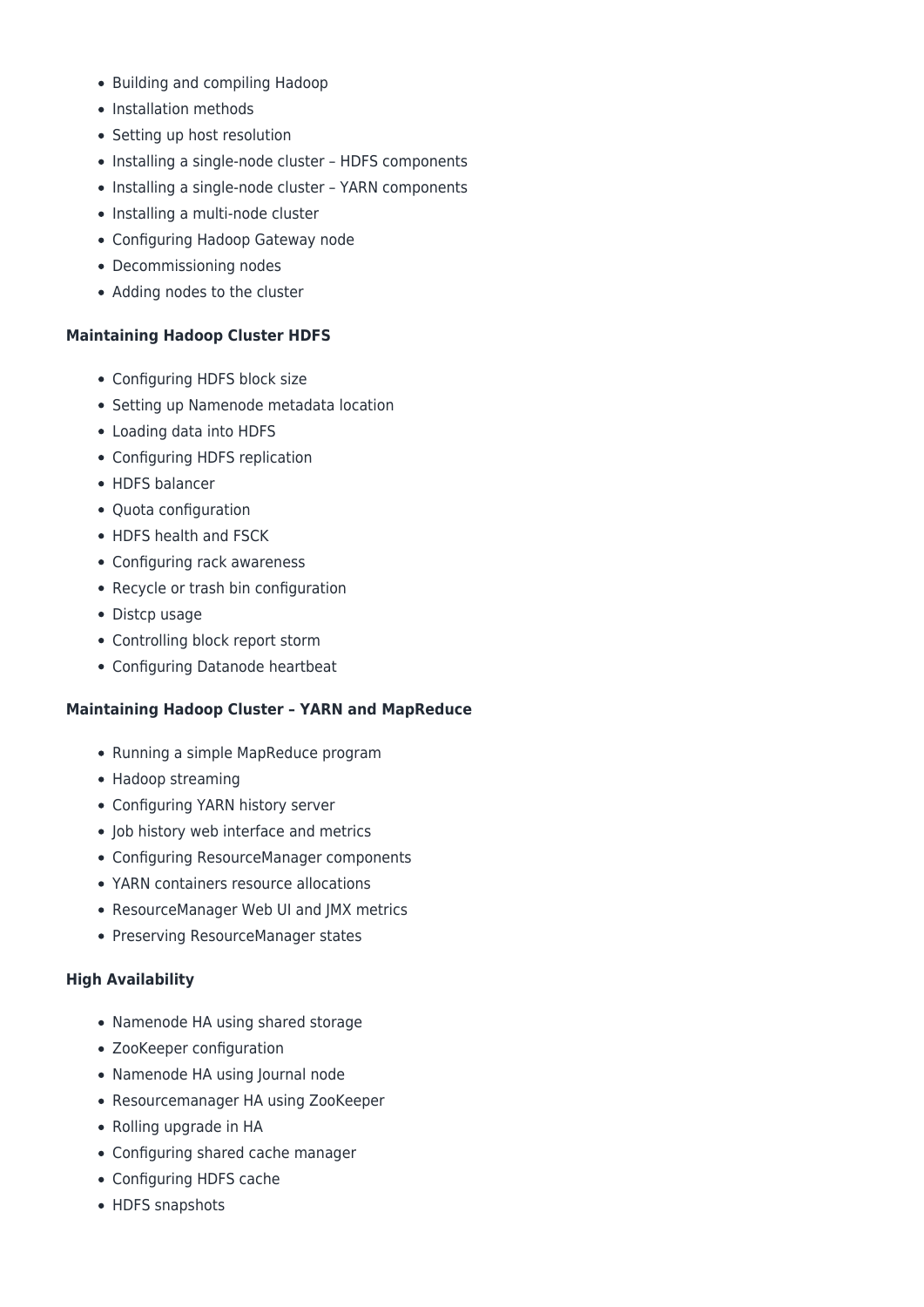- Building and compiling Hadoop
- Installation methods
- Setting up host resolution
- Installing a single-node cluster – HDFS components
- Installing a single-node cluster – YARN components
- Installing a multi-node cluster
- Configuring Hadoop Gateway node
- Decommissioning nodes
- Adding nodes to the cluster

**Maintaining Hadoop Cluster HDFS**

- Configuring HDFS block size
- Setting up Namenode metadata location
- Loading data into HDFS
- Configuring HDFS replication
- HDFS balancer
- Quota configuration
- HDFS health and FSCK
- Configuring rack awareness
- Recycle or trash bin configuration
- Distcp usage
- Controlling block report storm
- Configuring Datanode heartbeat

**Maintaining Hadoop Cluster – YARN and MapReduce**

- Running a simple MapReduce program
- Hadoop streaming
- Configuring YARN history server
- Job history web interface and metrics
- Configuring ResourceManager components
- YARN containers resource allocations
- ResourceManager Web UI and JMX metrics
- Preserving ResourceManager states

**High Availability**

- Namenode HA using shared storage
- ZooKeeper configuration
- Namenode HA using Journal node
- Resourcemanager HA using ZooKeeper
- Rolling upgrade in HA
- Configuring shared cache manager
- Configuring HDFS cache
- HDFS snapshots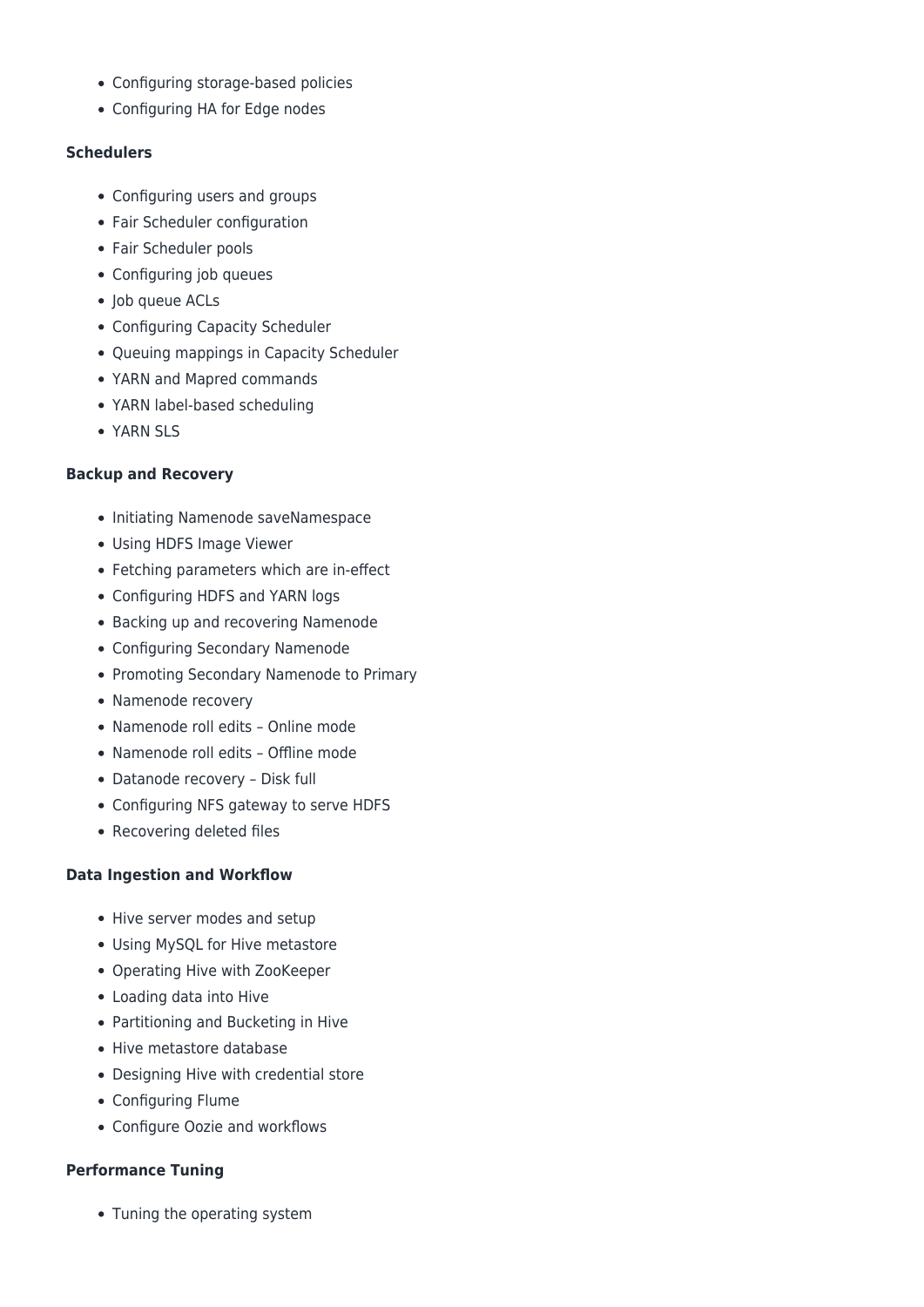- Configuring storage-based policies
- Configuring HA for Edge nodes

**Schedulers**

- Configuring users and groups
- Fair Scheduler configuration
- Fair Scheduler pools
- Configuring job queues
- Job queue ACLs
- Configuring Capacity Scheduler
- Queuing mappings in Capacity Scheduler
- YARN and Mapred commands
- YARN label-based scheduling
- YARN SLS

**Backup and Recovery**

- Initiating Namenode saveNamespace
- Using HDFS Image Viewer
- Fetching parameters which are in-effect
- Configuring HDFS and YARN logs
- Backing up and recovering Namenode
- Configuring Secondary Namenode
- Promoting Secondary Namenode to Primary
- Namenode recovery
- Namenode roll edits – Online mode
- Namenode roll edits – Offline mode
- Datanode recovery – Disk full
- Configuring NFS gateway to serve HDFS
- Recovering deleted files

**Data Ingestion and Workflow**

- Hive server modes and setup
- Using MySQL for Hive metastore
- Operating Hive with ZooKeeper
- Loading data into Hive
- Partitioning and Bucketing in Hive
- Hive metastore database
- Designing Hive with credential store
- Configuring Flume
- Configure Oozie and workflows

**Performance Tuning**

- Tuning the operating system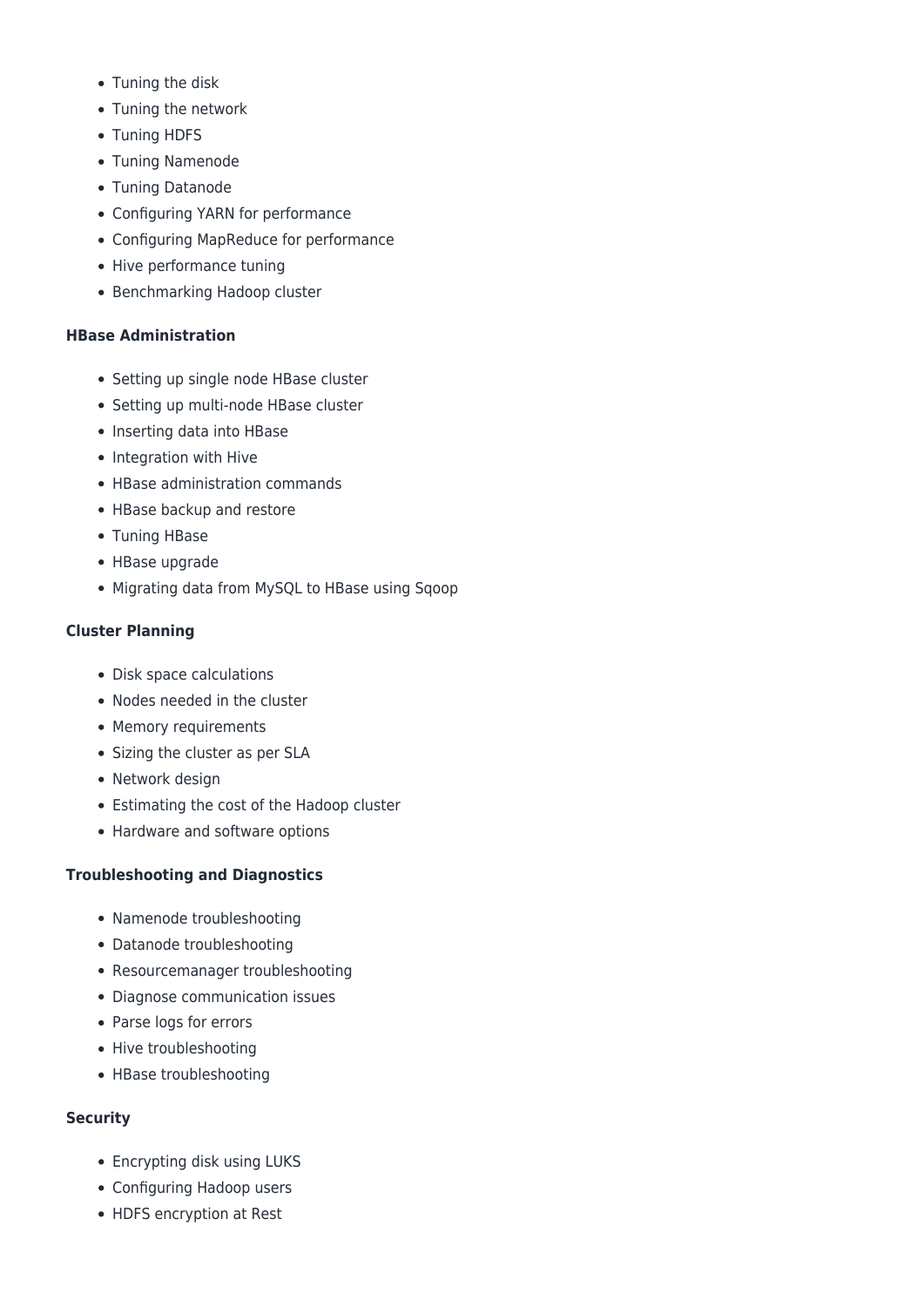- Tuning the disk
- Tuning the network
- Tuning HDFS
- Tuning Namenode
- Tuning Datanode
- Configuring YARN for performance
- Configuring MapReduce for performance
- Hive performance tuning
- Benchmarking Hadoop cluster

**HBase Administration**

- Setting up single node HBase cluster
- Setting up multi-node HBase cluster
- Inserting data into HBase
- Integration with Hive
- HBase administration commands
- HBase backup and restore
- Tuning HBase
- HBase upgrade
- Migrating data from MySQL to HBase using Sqoop

**Cluster Planning**

- Disk space calculations
- Nodes needed in the cluster
- Memory requirements
- Sizing the cluster as per SLA
- Network design
- Estimating the cost of the Hadoop cluster
- Hardware and software options

**Troubleshooting and Diagnostics**

- Namenode troubleshooting
- Datanode troubleshooting
- Resourcemanager troubleshooting
- Diagnose communication issues
- Parse logs for errors
- Hive troubleshooting
- HBase troubleshooting

**Security**

- Encrypting disk using LUKS
- Configuring Hadoop users
- HDFS encryption at Rest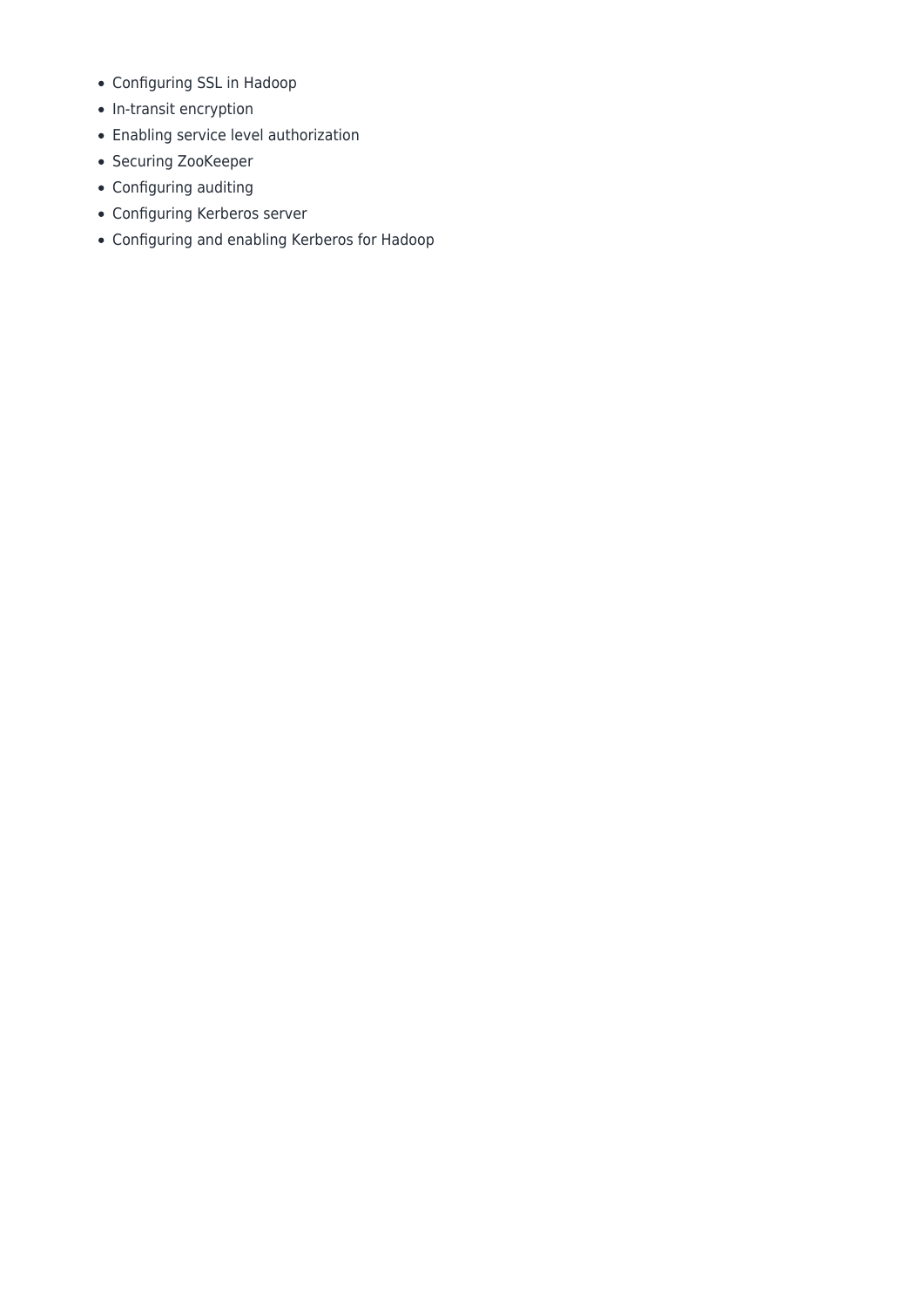- Configuring SSL in Hadoop
- In-transit encryption
- Enabling service level authorization
- Securing ZooKeeper
- Configuring auditing
- Configuring Kerberos server
- Configuring and enabling Kerberos for Hadoop